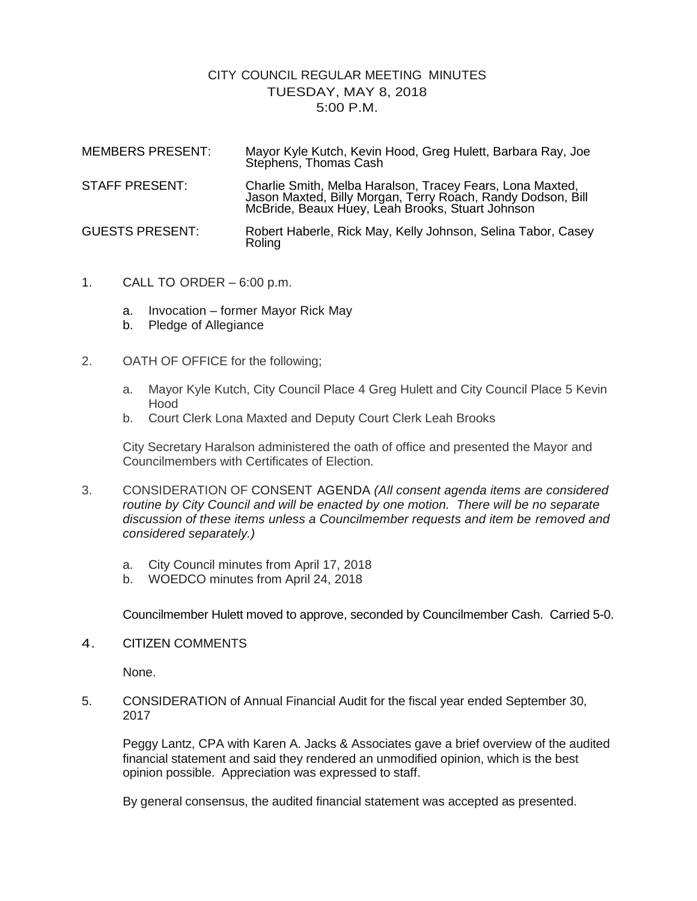# CITY COUNCIL REGULAR MEETING MINUTES
## TUESDAY, MAY 8, 2018
## 5:00 P.M.

| | |
|---|---|
| MEMBERS PRESENT: | Mayor Kyle Kutch, Kevin Hood, Greg Hulett, Barbara Ray, Joe Stephens, Thomas Cash |
| STAFF PRESENT: | Charlie Smith, Melba Haralson, Tracey Fears, Lona Maxted, Jason Maxted, Billy Morgan, Terry Roach, Randy Dodson, Bill McBride, Beaux Huey, Leah Brooks, Stuart Johnson |
| GUESTS PRESENT: | Robert Haberle, Rick May, Kelly Johnson, Selina Tabor, Casey Roling |

1. CALL TO ORDER – 6:00 p.m.

   a. Invocation – former Mayor Rick May
   b. Pledge of Allegiance

2. OATH OF OFFICE for the following;

   a. Mayor Kyle Kutch, City Council Place 4 Greg Hulett and City Council Place 5 Kevin Hood
   b. Court Clerk Lona Maxted and Deputy Court Clerk Leah Brooks

   City Secretary Haralson administered the oath of office and presented the Mayor and Councilmembers with Certificates of Election.

3. CONSIDERATION OF CONSENT AGENDA *(All consent agenda items are considered routine by City Council and will be enacted by one motion. There will be no separate discussion of these items unless a Councilmember requests and item be removed and considered separately.)*

   a. City Council minutes from April 17, 2018
   b. WOEDCO minutes from April 24, 2018

   Councilmember Hulett moved to approve, seconded by Councilmember Cash. Carried 5-0.

4. CITIZEN COMMENTS

   None.

5. CONSIDERATION of Annual Financial Audit for the fiscal year ended September 30, 2017

   Peggy Lantz, CPA with Karen A. Jacks & Associates gave a brief overview of the audited financial statement and said they rendered an unmodified opinion, which is the best opinion possible. Appreciation was expressed to staff.

   By general consensus, the audited financial statement was accepted as presented.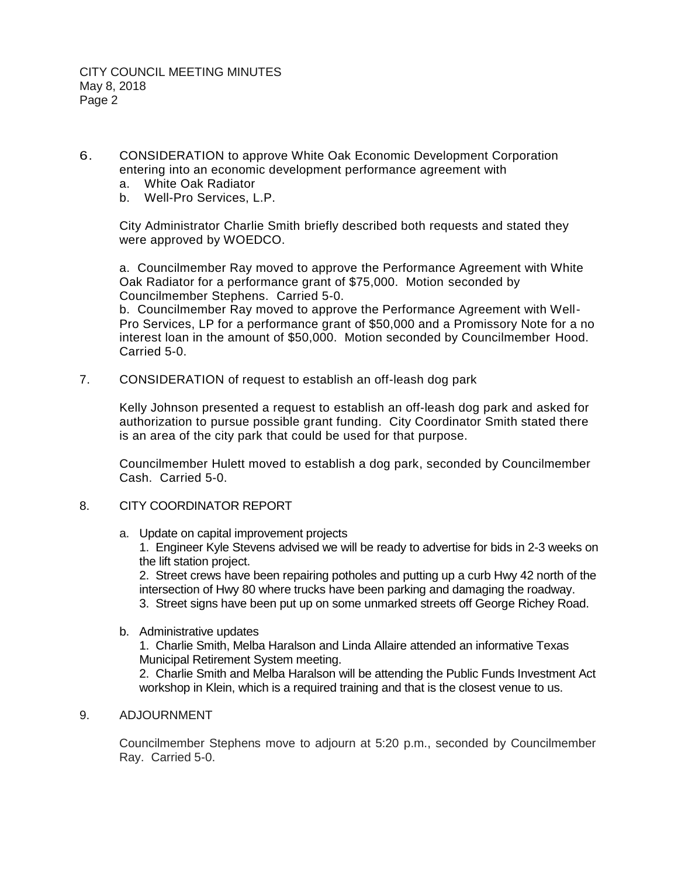6. CONSIDERATION to approve White Oak Economic Development Corporation entering into an economic development performance agreement with
   a. White Oak Radiator
   b. Well-Pro Services, L.P.

   City Administrator Charlie Smith briefly described both requests and stated they were approved by WOEDCO.

   a. Councilmember Ray moved to approve the Performance Agreement with White Oak Radiator for a performance grant of $75,000. Motion seconded by Councilmember Stephens. Carried 5-0.
   b. Councilmember Ray moved to approve the Performance Agreement with Well-Pro Services, LP for a performance grant of $50,000 and a Promissory Note for a no interest loan in the amount of $50,000. Motion seconded by Councilmember Hood. Carried 5-0.

7. CONSIDERATION of request to establish an off-leash dog park

   Kelly Johnson presented a request to establish an off-leash dog park and asked for authorization to pursue possible grant funding. City Coordinator Smith stated there is an area of the city park that could be used for that purpose.

   Councilmember Hulett moved to establish a dog park, seconded by Councilmember Cash. Carried 5-0.

8. CITY COORDINATOR REPORT

   a. Update on capital improvement projects
      1. Engineer Kyle Stevens advised we will be ready to advertise for bids in 2-3 weeks on the lift station project.
      2. Street crews have been repairing potholes and putting up a curb Hwy 42 north of the intersection of Hwy 80 where trucks have been parking and damaging the roadway.
      3. Street signs have been put up on some unmarked streets off George Richey Road.

   b. Administrative updates
      1. Charlie Smith, Melba Haralson and Linda Allaire attended an informative Texas Municipal Retirement System meeting.
      2. Charlie Smith and Melba Haralson will be attending the Public Funds Investment Act workshop in Klein, which is a required training and that is the closest venue to us.

9. ADJOURNMENT

   Councilmember Stephens move to adjourn at 5:20 p.m., seconded by Councilmember Ray. Carried 5-0.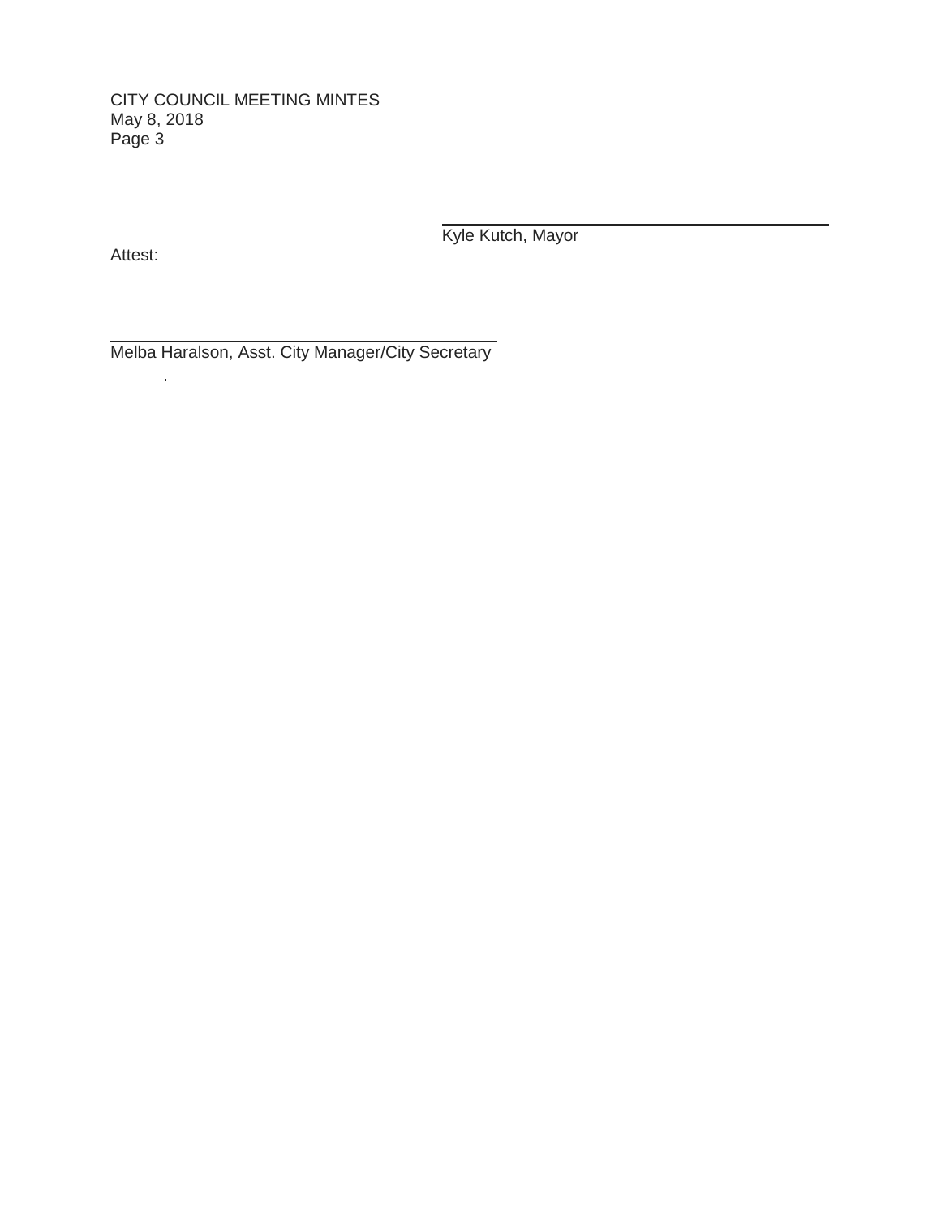Kyle Kutch, Mayor

Attest:

Melba Haralson, Asst. City Manager/City Secretary